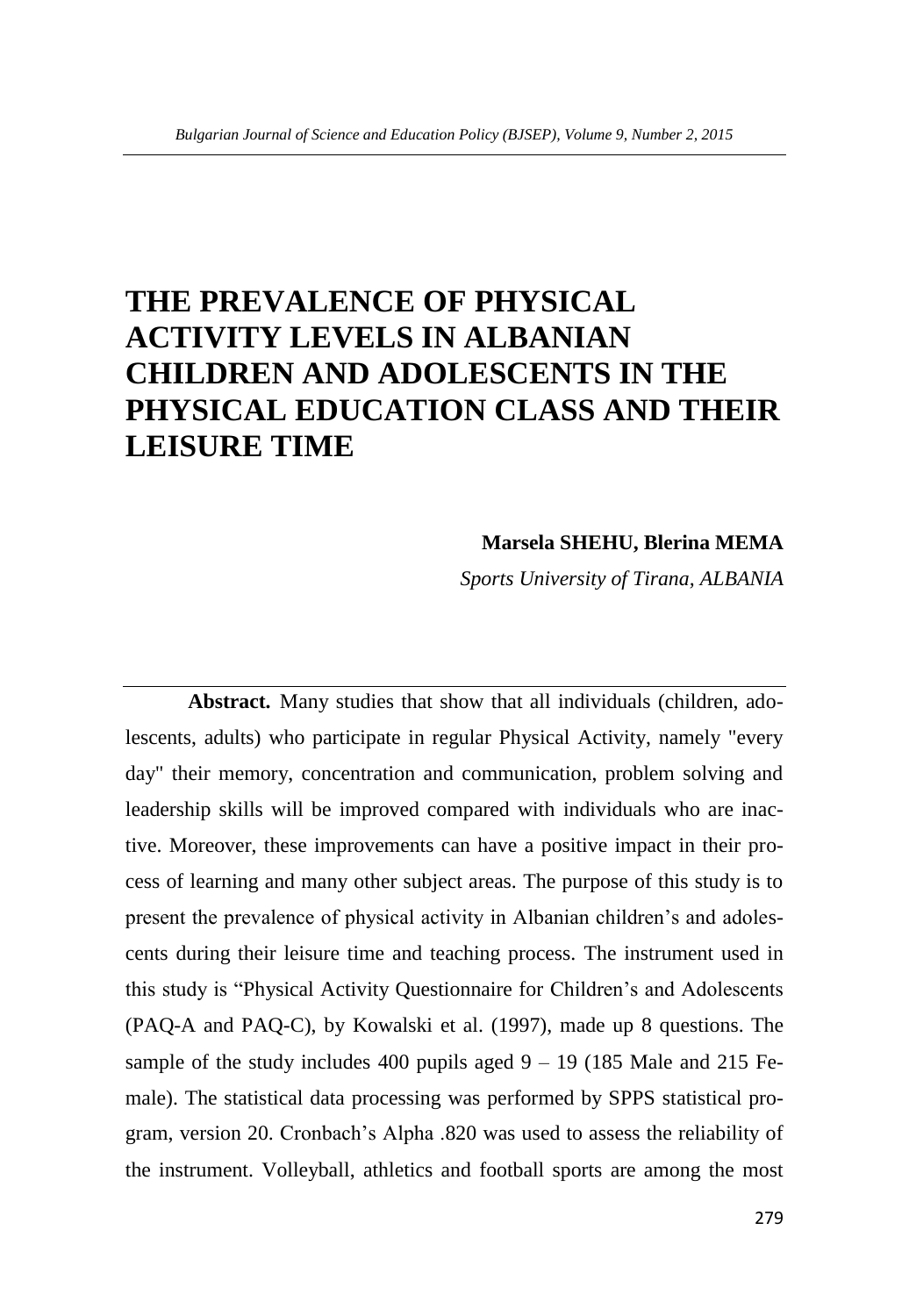# THE PREVALENCE OF PHYSICAL ACTIVITY LEVELS IN ALBANIAN CHILDREN AND ADOLESCENTS IN THE PHYSICAL EDUCATION CLASS AND THEIR LEISURE TIME

**Marsela SHEHU, Blerina MEMA**

*Sports University of Tirana, ALBANIA*

**Abstract.** Many studies that show that all individuals (children, adolescents, adults) who participate in regular Physical Activity, namely "every day" their memory, concentration and communication, problem solving and leadership skills will be improved compared with individuals who are inactive. Moreover, these improvements can have a positive impact in their process of learning and many other subject areas. The purpose of this study is to present the prevalence of physical activity in Albanian children's and adolescents during their leisure time and teaching process. The instrument used in this study is "Physical Activity Questionnaire for Children's and Adolescents (PAQ-A and PAQ-C), by Kowalski et al. (1997), made up 8 questions. The sample of the study includes 400 pupils aged 9 – 19 (185 Male and 215 Female). The statistical data processing was performed by SPPS statistical program, version 20. Cronbach's Alpha .820 was used to assess the reliability of the instrument. Volleyball, athletics and football sports are among the most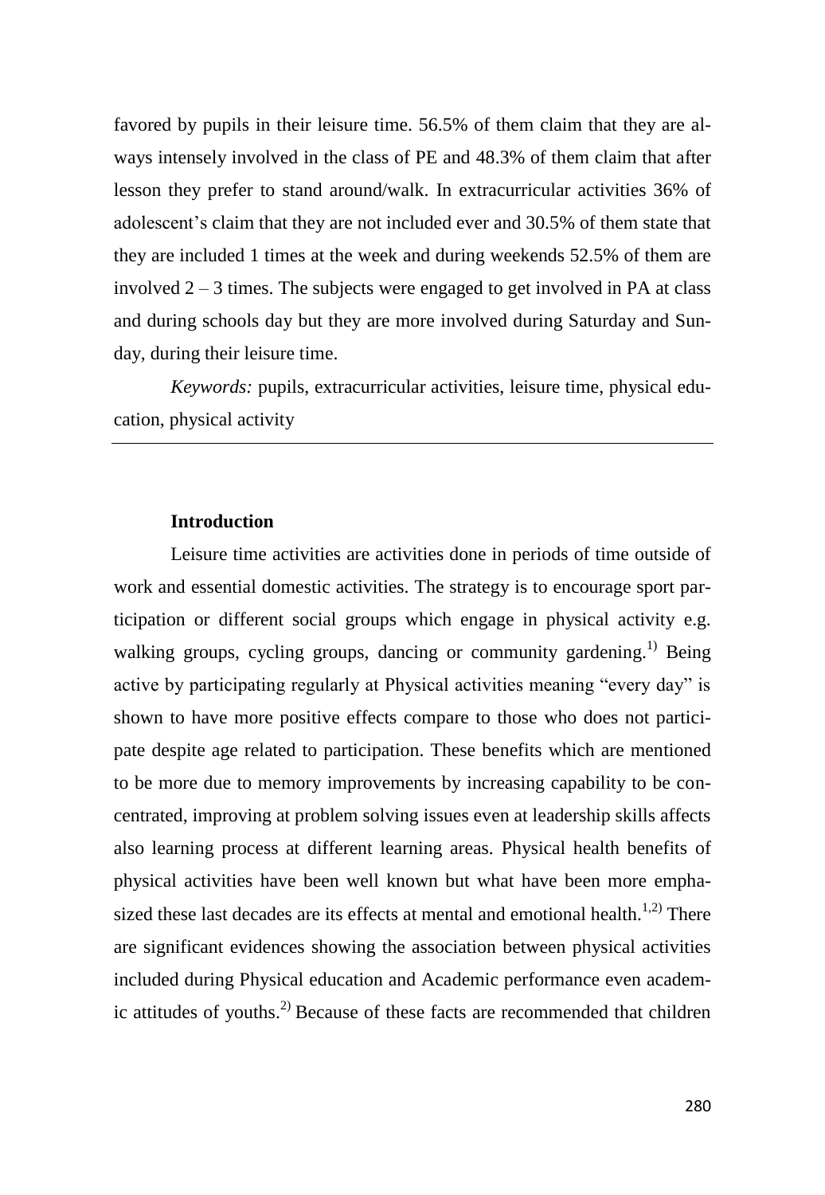favored by pupils in their leisure time. 56.5% of them claim that they are always intensely involved in the class of PE and 48.3% of them claim that after lesson they prefer to stand around/walk. In extracurricular activities 36% of adolescent's claim that they are not included ever and 30.5% of them state that they are included 1 times at the week and during weekends 52.5% of them are involved 2 – 3 times. The subjects were engaged to get involved in PA at class and during schools day but they are more involved during Saturday and Sunday, during their leisure time.

*Keywords:* pupils, extracurricular activities, leisure time, physical education, physical activity

---

## Introduction

Leisure time activities are activities done in periods of time outside of work and essential domestic activities. The strategy is to encourage sport participation or different social groups which engage in physical activity e.g. walking groups, cycling groups, dancing or community gardening.[1)] Being active by participating regularly at Physical activities meaning "every day" is shown to have more positive effects compare to those who does not participate despite age related to participation. These benefits which are mentioned to be more due to memory improvements by increasing capability to be concentrated, improving at problem solving issues even at leadership skills affects also learning process at different learning areas. Physical health benefits of physical activities have been well known but what have been more emphasized these last decades are its effects at mental and emotional health.[1,2)] There are significant evidences showing the association between physical activities included during Physical education and Academic performance even academic attitudes of youths.[2)] Because of these facts are recommended that children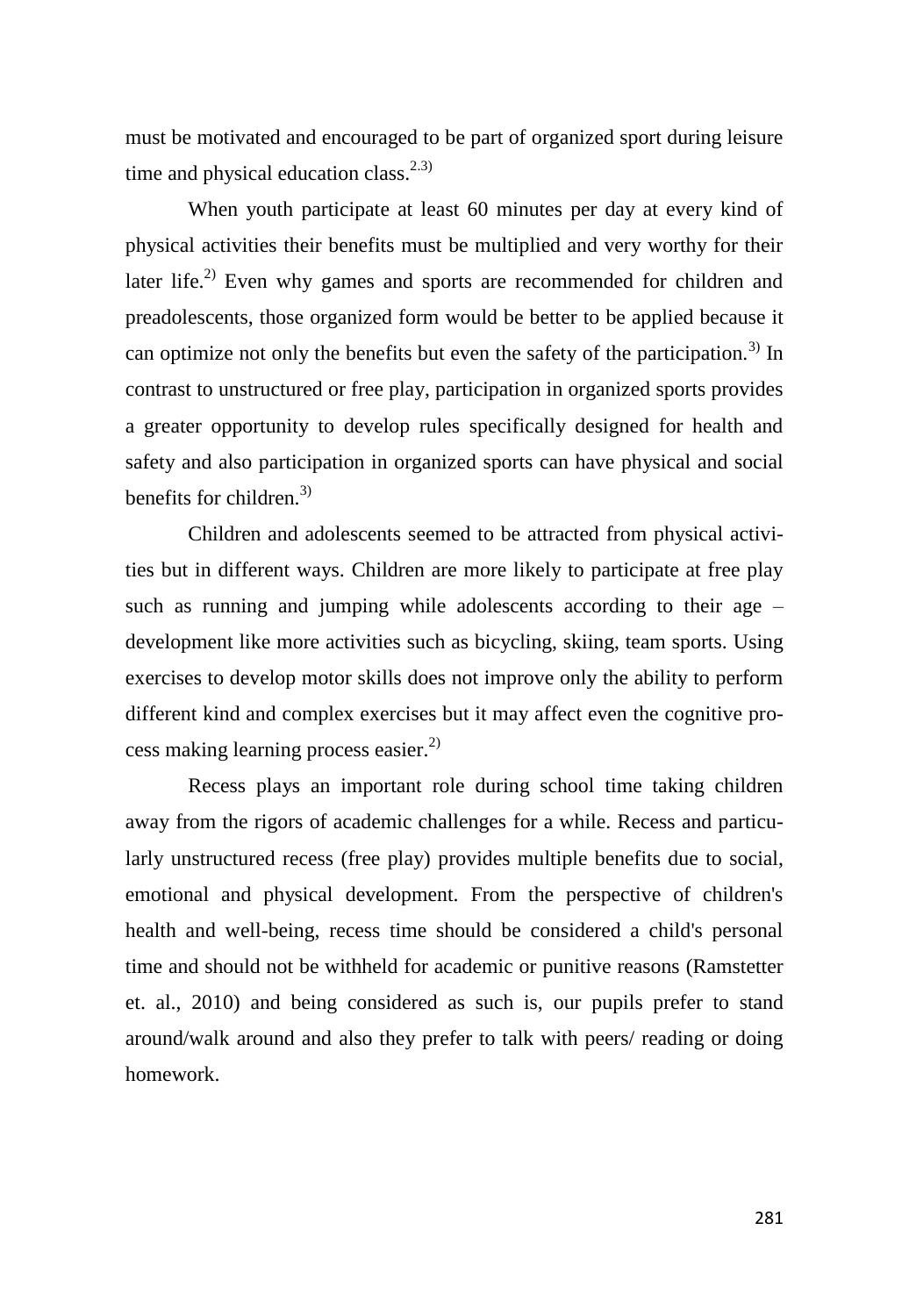must be motivated and encouraged to be part of organized sport during leisure time and physical education class.[2,3)]

When youth participate at least 60 minutes per day at every kind of physical activities their benefits must be multiplied and very worthy for their later life.[2)] Even why games and sports are recommended for children and preadolescents, those organized form would be better to be applied because it can optimize not only the benefits but even the safety of the participation.[3)] In contrast to unstructured or free play, participation in organized sports provides a greater opportunity to develop rules specifically designed for health and safety and also participation in organized sports can have physical and social benefits for children.[3)]

Children and adolescents seemed to be attracted from physical activities but in different ways. Children are more likely to participate at free play such as running and jumping while adolescents according to their age – development like more activities such as bicycling, skiing, team sports. Using exercises to develop motor skills does not improve only the ability to perform different kind and complex exercises but it may affect even the cognitive process making learning process easier.[2)]

Recess plays an important role during school time taking children away from the rigors of academic challenges for a while. Recess and particularly unstructured recess (free play) provides multiple benefits due to social, emotional and physical development. From the perspective of children's health and well-being, recess time should be considered a child's personal time and should not be withheld for academic or punitive reasons (Ramstetter et. al., 2010) and being considered as such is, our pupils prefer to stand around/walk around and also they prefer to talk with peers/ reading or doing homework.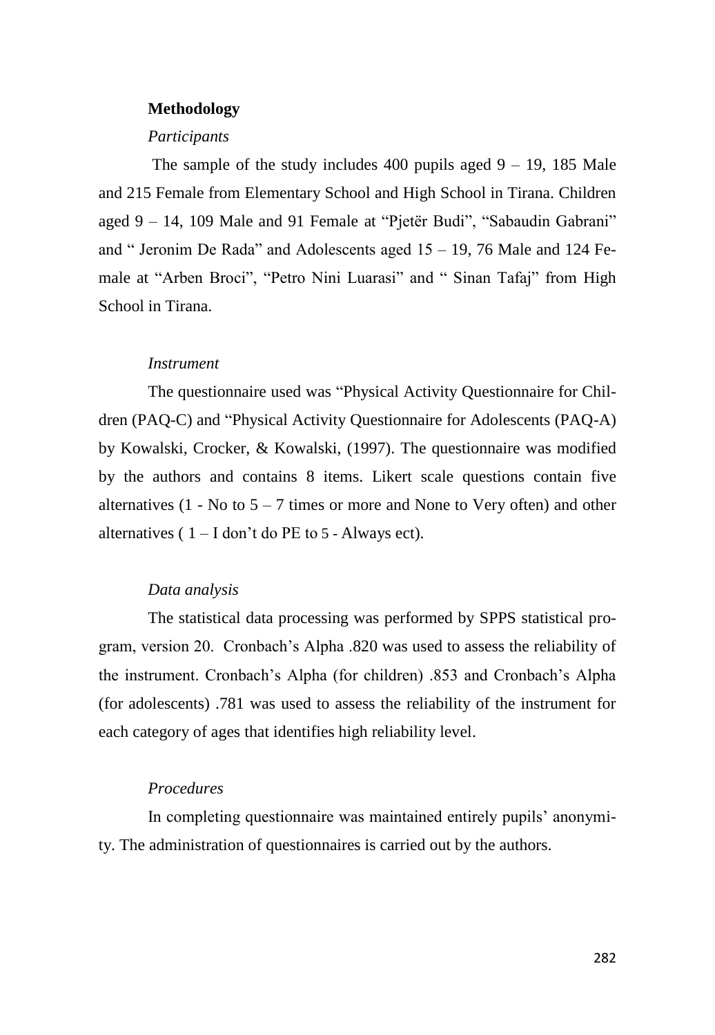**Methodology**

*Participants*

The sample of the study includes 400 pupils aged 9 – 19, 185 Male and 215 Female from Elementary School and High School in Tirana. Children aged 9 – 14, 109 Male and 91 Female at "Pjetër Budi", "Sabaudin Gabrani" and " Jeronim De Rada" and Adolescents aged 15 – 19, 76 Male and 124 Female at "Arben Broci", "Petro Nini Luarasi" and " Sinan Tafaj" from High School in Tirana.

*Instrument*

The questionnaire used was "Physical Activity Questionnaire for Children (PAQ-C) and "Physical Activity Questionnaire for Adolescents (PAQ-A) by Kowalski, Crocker, & Kowalski, (1997). The questionnaire was modified by the authors and contains 8 items. Likert scale questions contain five alternatives (1 - No to 5 – 7 times or more and None to Very often) and other alternatives ( 1 – I don't do PE to 5 - Always ect).

*Data analysis*

The statistical data processing was performed by SPPS statistical program, version 20. Cronbach's Alpha .820 was used to assess the reliability of the instrument. Cronbach's Alpha (for children) .853 and Cronbach's Alpha (for adolescents) .781 was used to assess the reliability of the instrument for each category of ages that identifies high reliability level.

*Procedures*

In completing questionnaire was maintained entirely pupils' anonymity. The administration of questionnaires is carried out by the authors.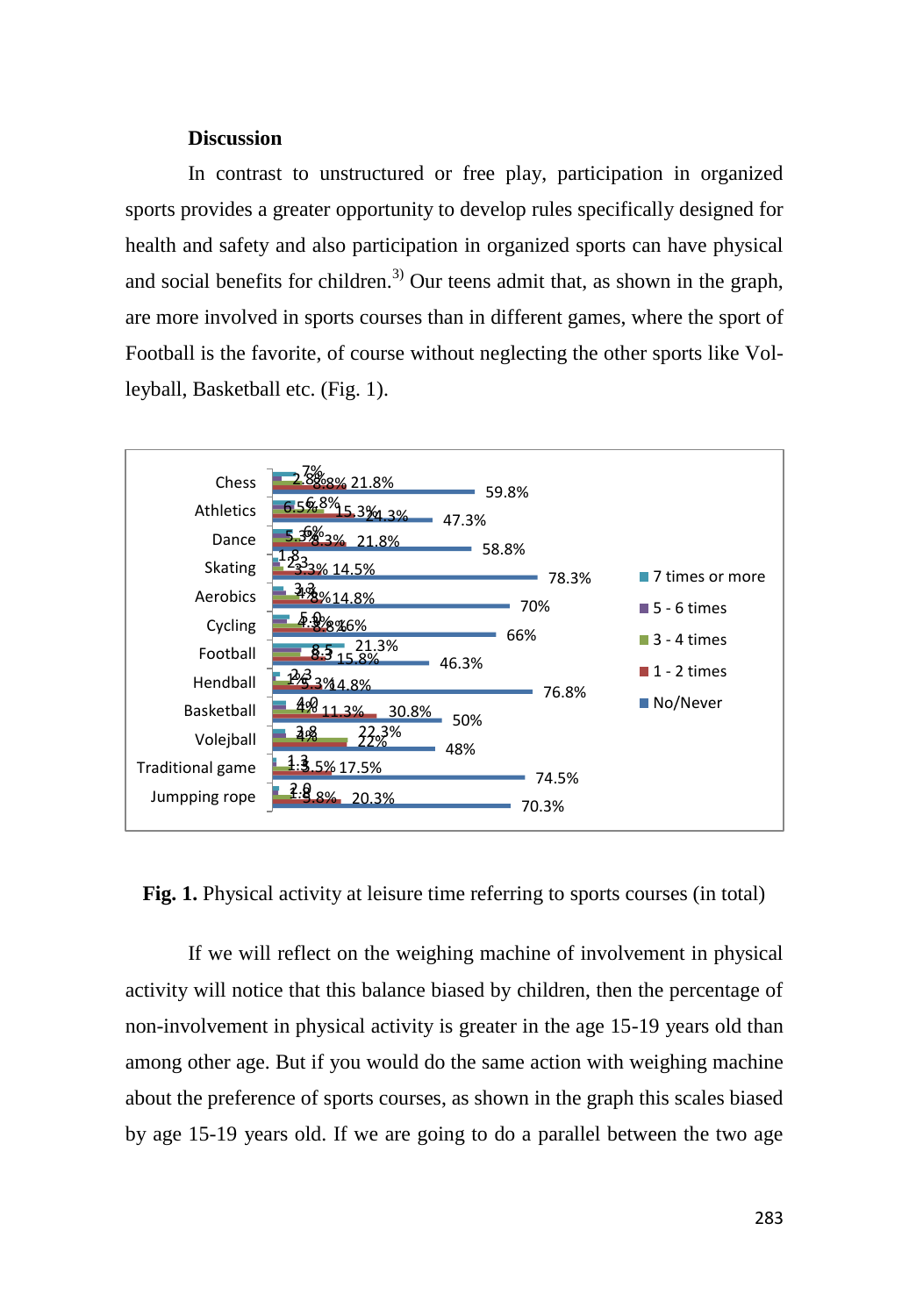## Discussion

In contrast to unstructured or free play, participation in organized sports provides a greater opportunity to develop rules specifically designed for health and safety and also participation in organized sports can have physical and social benefits for children.[3] Our teens admit that, as shown in the graph, are more involved in sports courses than in different games, where the sport of Football is the favorite, of course without neglecting the other sports like Volleyball, Basketball etc. (Fig. 1).

**Fig. 1.** Physical activity at leisure time referring to sports courses (in total)

If we will reflect on the weighing machine of involvement in physical activity will notice that this balance biased by children, then the percentage of non-involvement in physical activity is greater in the age 15-19 years old than among other age. But if you would do the same action with weighing machine about the preference of sports courses, as shown in the graph this scales biased by age 15-19 years old. If we are going to do a parallel between the two age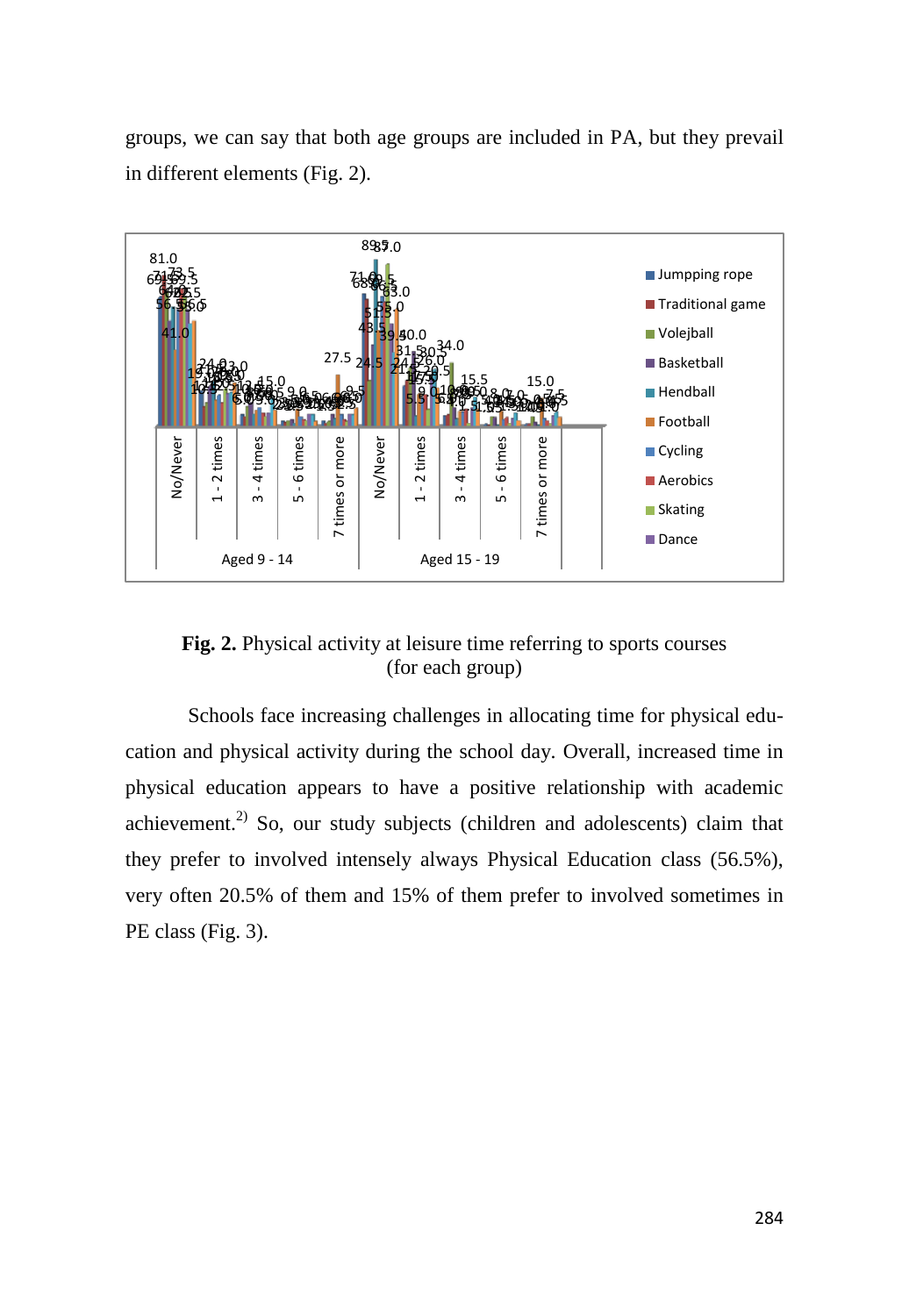groups, we can say that both age groups are included in PA, but they prevail in different elements (Fig. 2).

**Fig. 2.** Physical activity at leisure time referring to sports courses (for each group)

Schools face increasing challenges in allocating time for physical education and physical activity during the school day. Overall, increased time in physical education appears to have a positive relationship with academic achievement.[2)] So, our study subjects (children and adolescents) claim that they prefer to involved intensely always Physical Education class (56.5%), very often 20.5% of them and 15% of them prefer to involved sometimes in PE class (Fig. 3).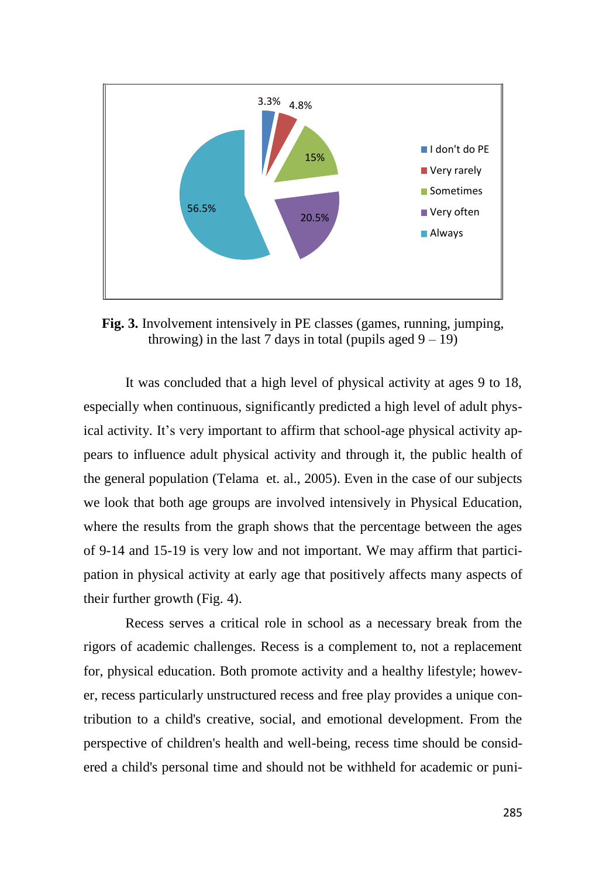**Fig. 3.** Involvement intensively in PE classes (games, running, jumping, throwing) in the last 7 days in total (pupils aged 9 – 19)

It was concluded that a high level of physical activity at ages 9 to 18, especially when continuous, significantly predicted a high level of adult physical activity. It's very important to affirm that school-age physical activity appears to influence adult physical activity and through it, the public health of the general population (Telama et. al., 2005). Even in the case of our subjects we look that both age groups are involved intensively in Physical Education, where the results from the graph shows that the percentage between the ages of 9-14 and 15-19 is very low and not important. We may affirm that participation in physical activity at early age that positively affects many aspects of their further growth (Fig. 4).

Recess serves a critical role in school as a necessary break from the rigors of academic challenges. Recess is a complement to, not a replacement for, physical education. Both promote activity and a healthy lifestyle; however, recess particularly unstructured recess and free play provides a unique contribution to a child's creative, social, and emotional development. From the perspective of children's health and well-being, recess time should be considered a child's personal time and should not be withheld for academic or puni-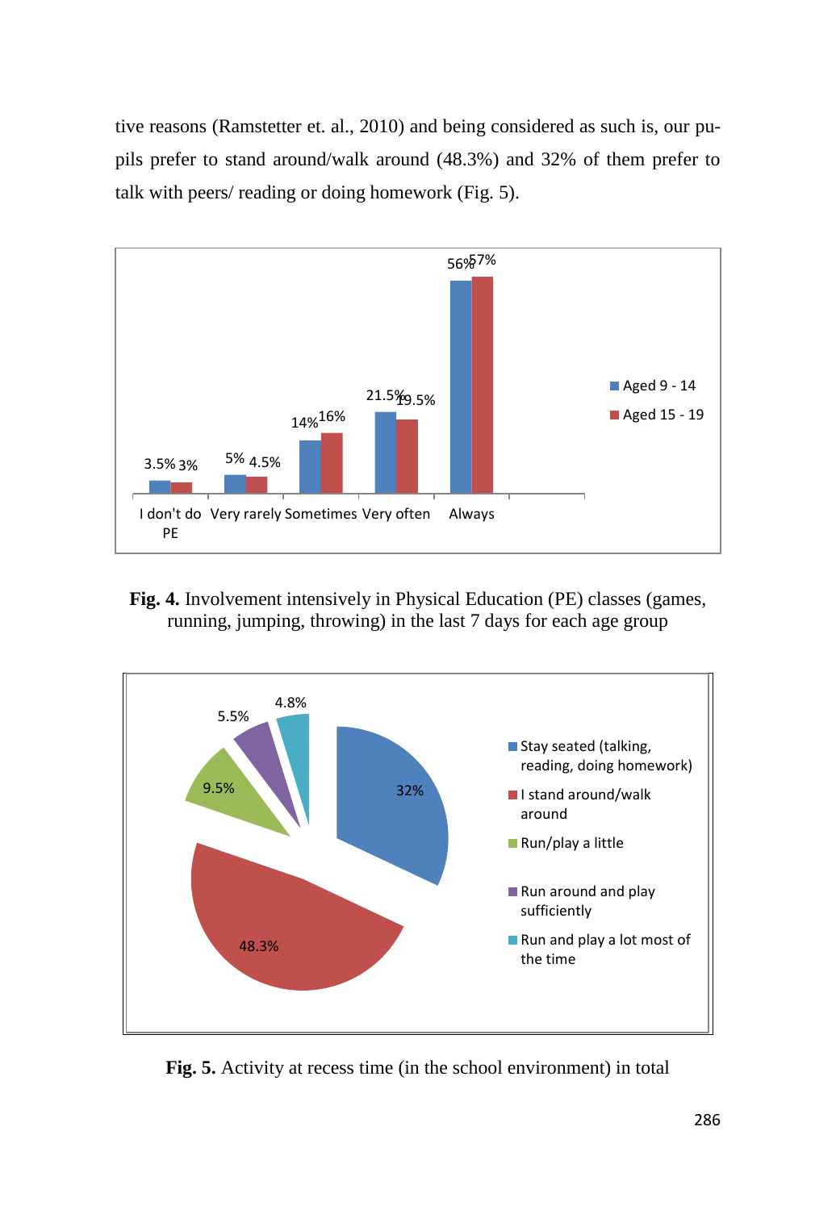tive reasons (Ramstetter et. al., 2010) and being considered as such is, our pupils prefer to stand around/walk around (48.3%) and 32% of them prefer to talk with peers/ reading or doing homework (Fig. 5).

**Fig. 4.** Involvement intensively in Physical Education (PE) classes (games, running, jumping, throwing) in the last 7 days for each age group

**Fig. 5.** Activity at recess time (in the school environment) in total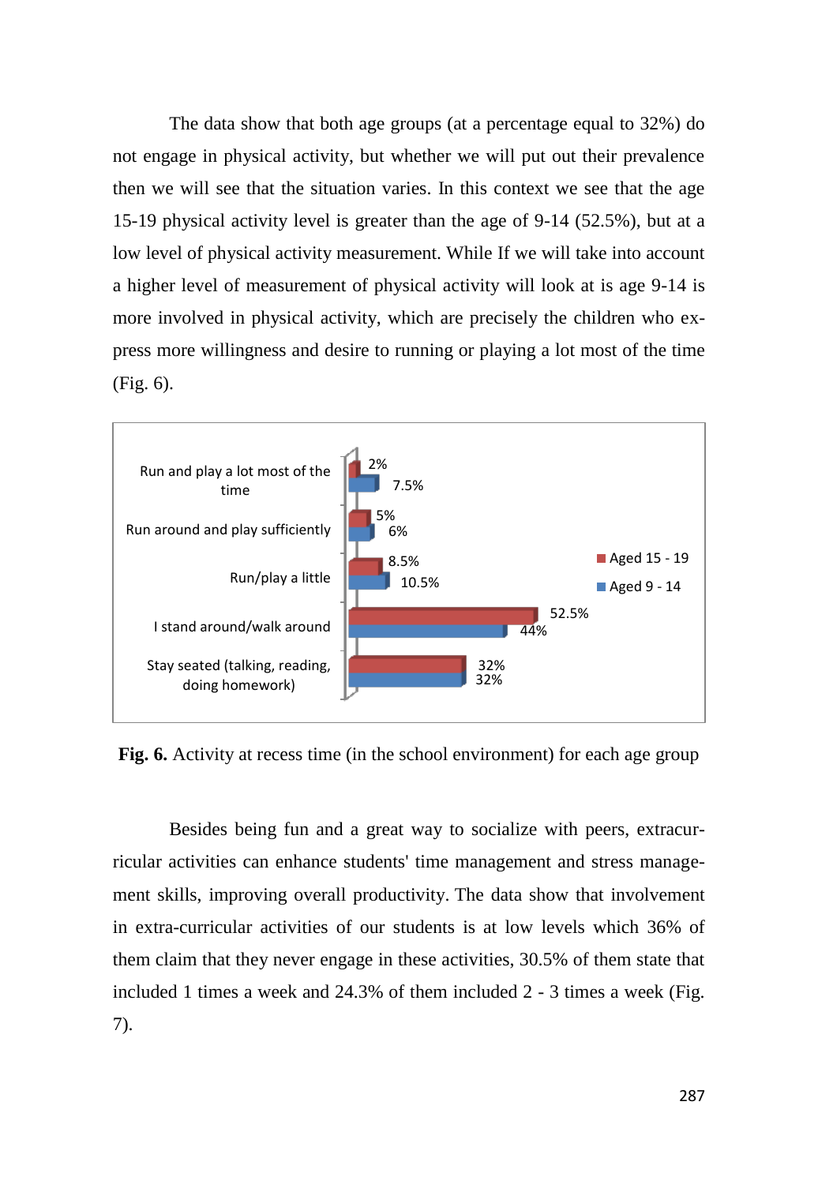The data show that both age groups (at a percentage equal to 32%) do not engage in physical activity, but whether we will put out their prevalence then we will see that the situation varies. In this context we see that the age 15-19 physical activity level is greater than the age of 9-14 (52.5%), but at a low level of physical activity measurement. While If we will take into account a higher level of measurement of physical activity will look at is age 9-14 is more involved in physical activity, which are precisely the children who express more willingness and desire to running or playing a lot most of the time (Fig. 6).

**Fig. 6.** Activity at recess time (in the school environment) for each age group

Besides being fun and a great way to socialize with peers, extracurricular activities can enhance students' time management and stress management skills, improving overall productivity. The data show that involvement in extra-curricular activities of our students is at low levels which 36% of them claim that they never engage in these activities, 30.5% of them state that included 1 times a week and 24.3% of them included 2 - 3 times a week (Fig. 7).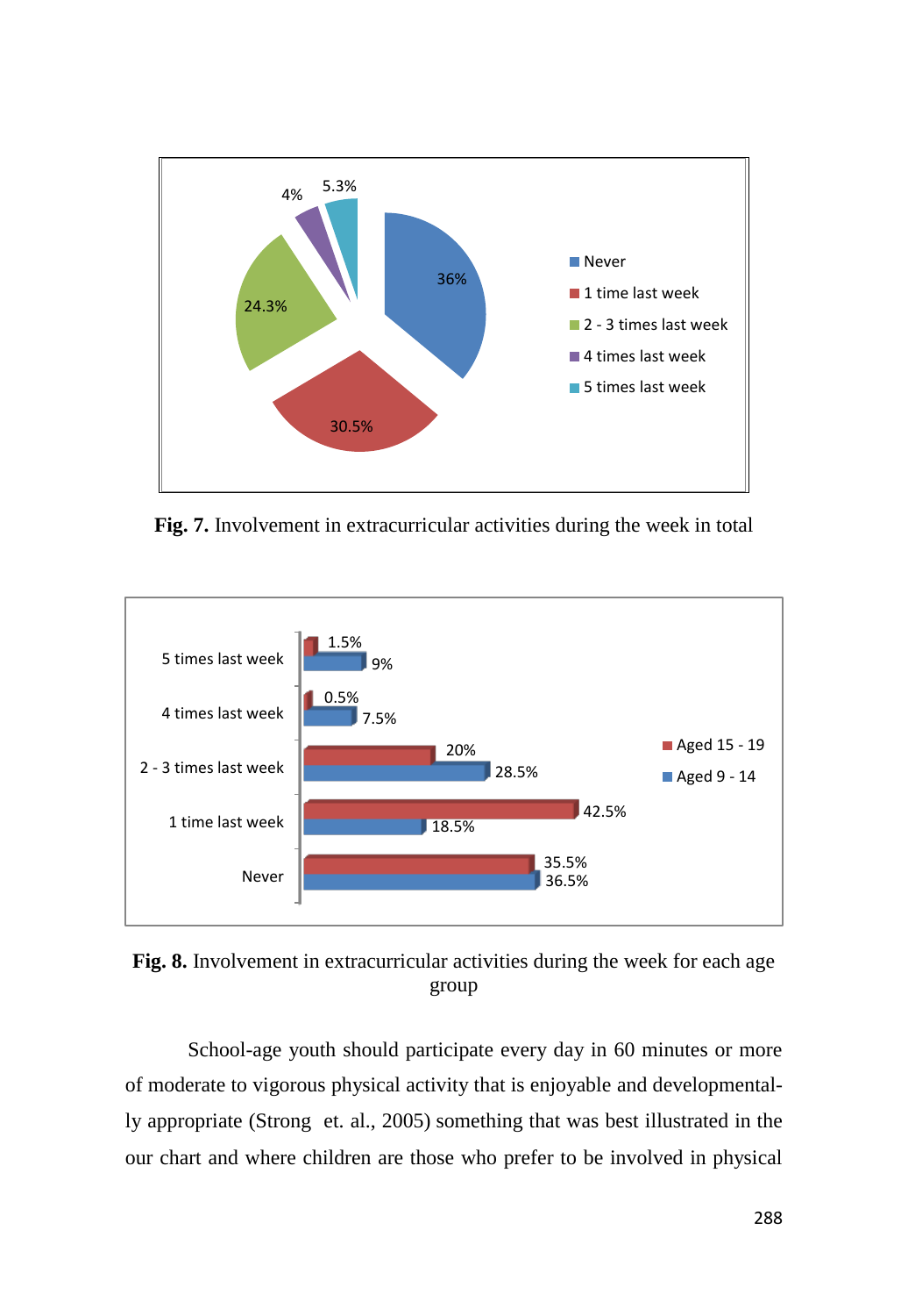**Fig. 7.** Involvement in extracurricular activities during the week in total

**Fig. 8.** Involvement in extracurricular activities during the week for each age group

School-age youth should participate every day in 60 minutes or more of moderate to vigorous physical activity that is enjoyable and developmentally appropriate (Strong  et. al., 2005) something that was best illustrated in the our chart and where children are those who prefer to be involved in physical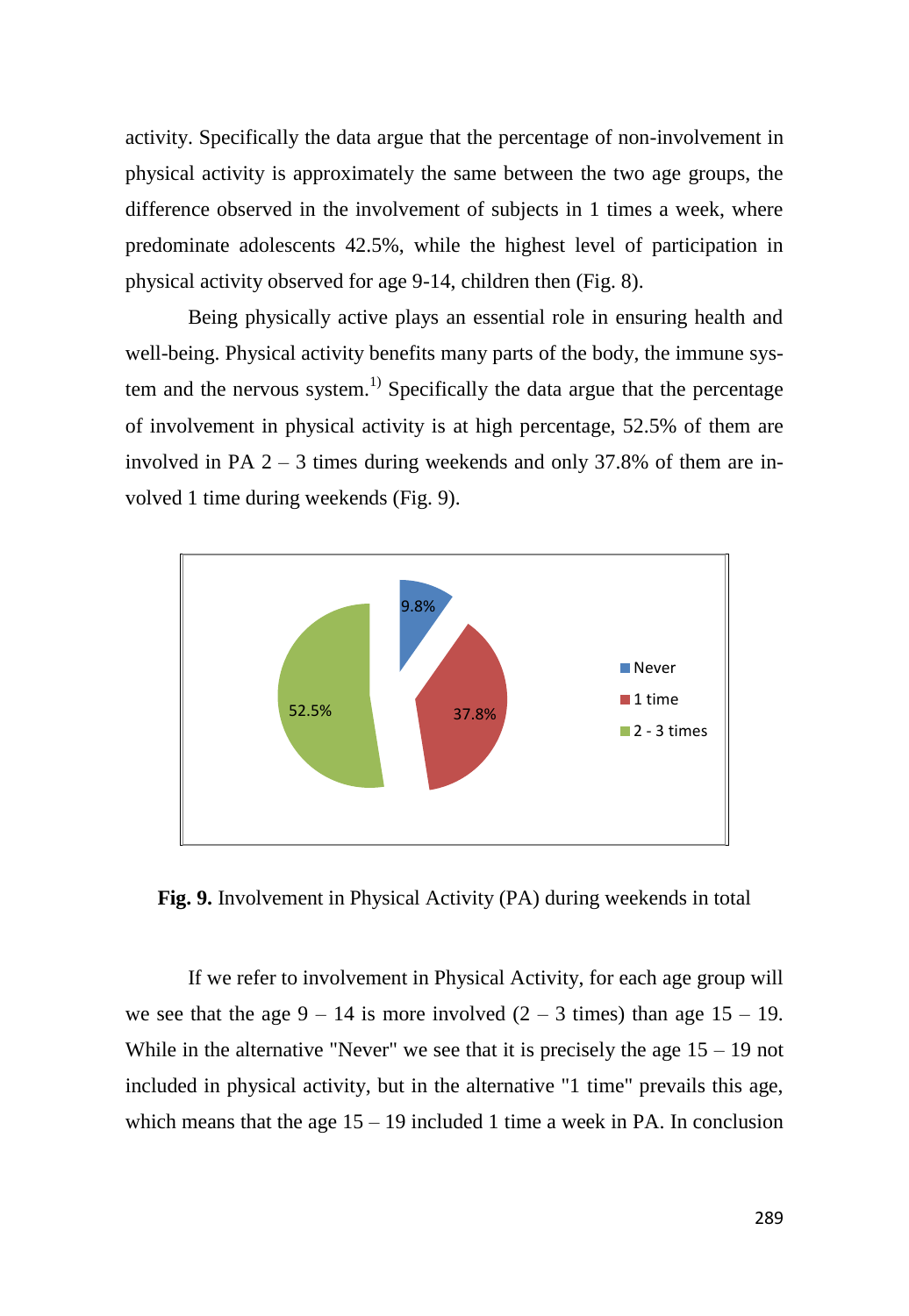activity. Specifically the data argue that the percentage of non-involvement in physical activity is approximately the same between the two age groups, the difference observed in the involvement of subjects in 1 times a week, where predominate adolescents 42.5%, while the highest level of participation in physical activity observed for age 9-14, children then (Fig. 8).

Being physically active plays an essential role in ensuring health and well-being. Physical activity benefits many parts of the body, the immune system and the nervous system.[1)] Specifically the data argue that the percentage of involvement in physical activity is at high percentage, 52.5% of them are involved in PA 2 – 3 times during weekends and only 37.8% of them are involved 1 time during weekends (Fig. 9).

**Fig. 9.** Involvement in Physical Activity (PA) during weekends in total

If we refer to involvement in Physical Activity, for each age group will we see that the age 9 – 14 is more involved (2 – 3 times) than age 15 – 19. While in the alternative "Never" we see that it is precisely the age 15 – 19 not included in physical activity, but in the alternative "1 time" prevails this age, which means that the age 15 – 19 included 1 time a week in PA. In conclusion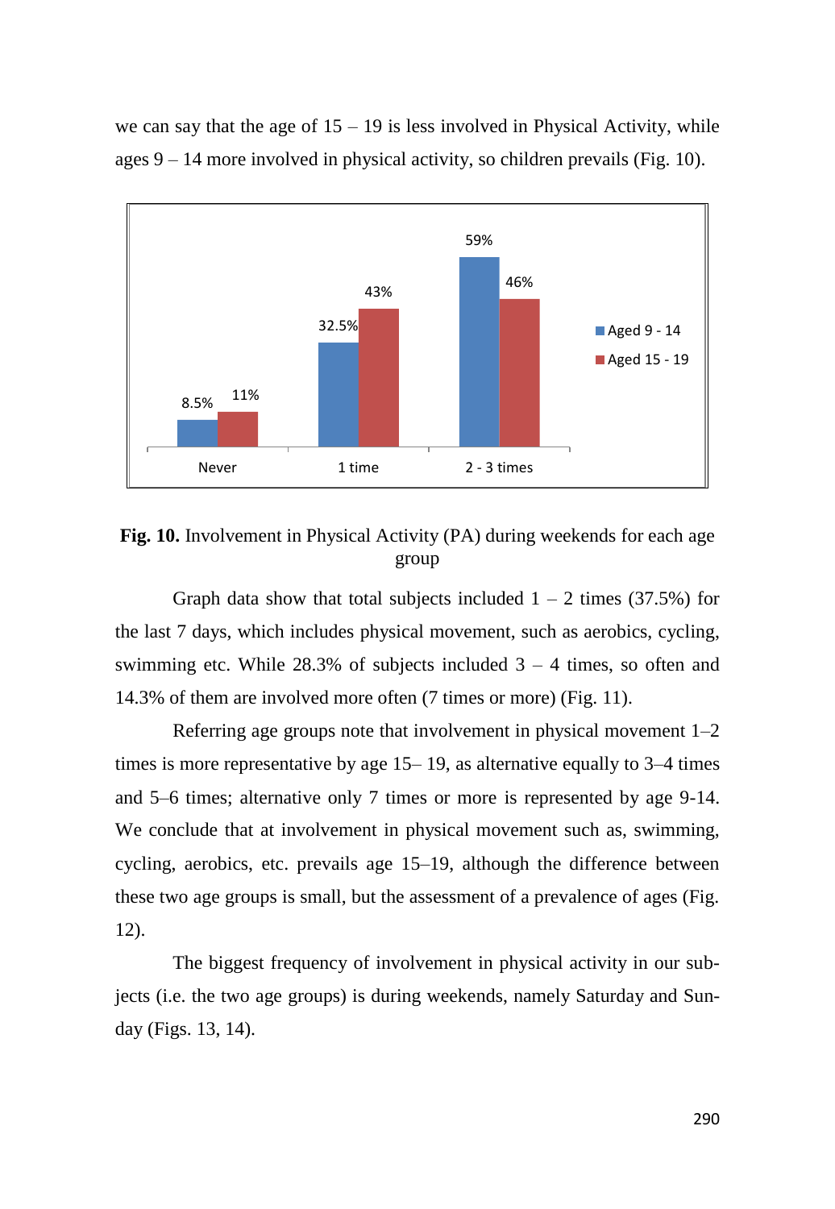we can say that the age of 15 – 19 is less involved in Physical Activity, while ages 9 – 14 more involved in physical activity, so children prevails (Fig. 10).

| | Aged 9 - 14 | Aged 15 - 19 |
|---|---|---|
| Never | 8.5% | 11% |
| 1 time | 32.5% | 43% |
| 2 - 3 times | 59% | 46% |

**Fig. 10.** Involvement in Physical Activity (PA) during weekends for each age group

Graph data show that total subjects included 1 – 2 times (37.5%) for the last 7 days, which includes physical movement, such as aerobics, cycling, swimming etc. While 28.3% of subjects included 3 – 4 times, so often and 14.3% of them are involved more often (7 times or more) (Fig. 11).

Referring age groups note that involvement in physical movement 1–2 times is more representative by age 15– 19, as alternative equally to 3–4 times and 5–6 times; alternative only 7 times or more is represented by age 9-14. We conclude that at involvement in physical movement such as, swimming, cycling, aerobics, etc. prevails age 15–19, although the difference between these two age groups is small, but the assessment of a prevalence of ages (Fig. 12).

The biggest frequency of involvement in physical activity in our subjects (i.e. the two age groups) is during weekends, namely Saturday and Sunday (Figs. 13, 14).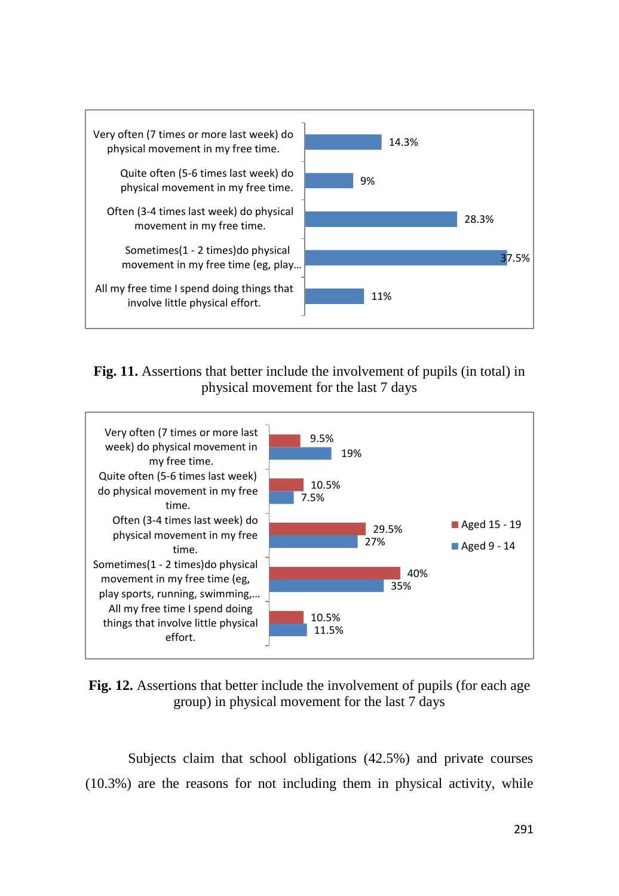| Assertion | Percentage |
| --- | --- |
| Very often (7 times or more last week) do physical movement in my free time. | 14.3% |
| Quite often (5-6 times last week) do physical movement in my free time. | 9% |
| Often (3-4 times last week) do physical movement in my free time. | 28.3% |
| Sometimes(1 - 2 times)do physical movement in my free time (eg, play... | 37.5% |
| All my free time I spend doing things that involve little physical effort. | 11% |

**Fig. 11.** Assertions that better include the involvement of pupils (in total) in physical movement for the last 7 days

| Assertion | Aged 15 - 19 | Aged 9 - 14 |
| --- | --- | --- |
| Very often (7 times or more last week) do physical movement in my free time. | 9.5% | 19% |
| Quite often (5-6 times last week) do physical movement in my free time. | 10.5% | 7.5% |
| Often (3-4 times last week) do physical movement in my free time. | 29.5% | 27% |
| Sometimes(1 - 2 times)do physical movement in my free time (eg, play sports, running, swimming,... | 40% | 35% |
| All my free time I spend doing things that involve little physical effort. | 10.5% | 11.5% |

**Fig. 12.** Assertions that better include the involvement of pupils (for each age group) in physical movement for the last 7 days

Subjects claim that school obligations (42.5%) and private courses (10.3%) are the reasons for not including them in physical activity, while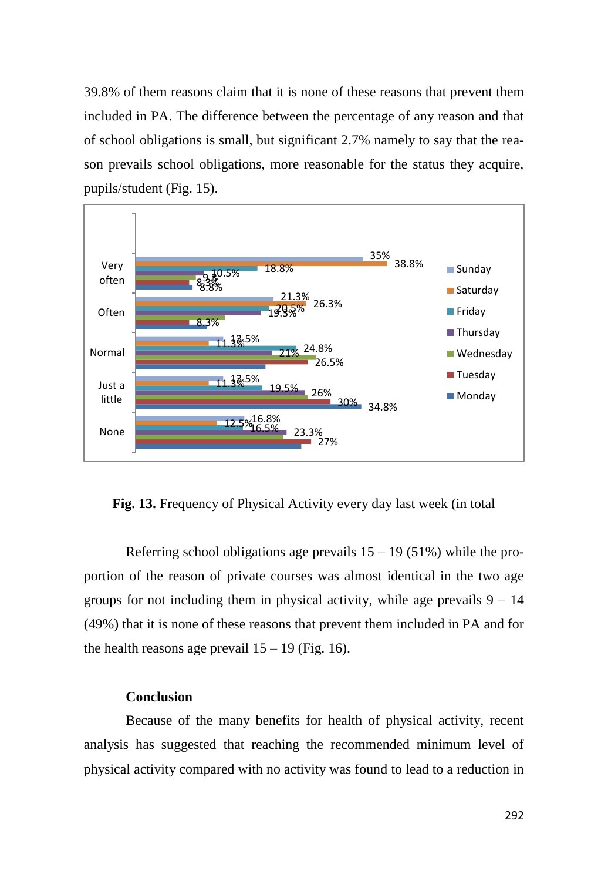39.8% of them reasons claim that it is none of these reasons that prevent them included in PA. The difference between the percentage of any reason and that of school obligations is small, but significant 2.7% namely to say that the reason prevails school obligations, more reasonable for the status they acquire, pupils/student (Fig. 15).

**Fig. 13.** Frequency of Physical Activity every day last week (in total

Referring school obligations age prevails 15 – 19 (51%) while the proportion of the reason of private courses was almost identical in the two age groups for not including them in physical activity, while age prevails 9 – 14 (49%) that it is none of these reasons that prevent them included in PA and for the health reasons age prevail 15 – 19 (Fig. 16).

## Conclusion

Because of the many benefits for health of physical activity, recent analysis has suggested that reaching the recommended minimum level of physical activity compared with no activity was found to lead to a reduction in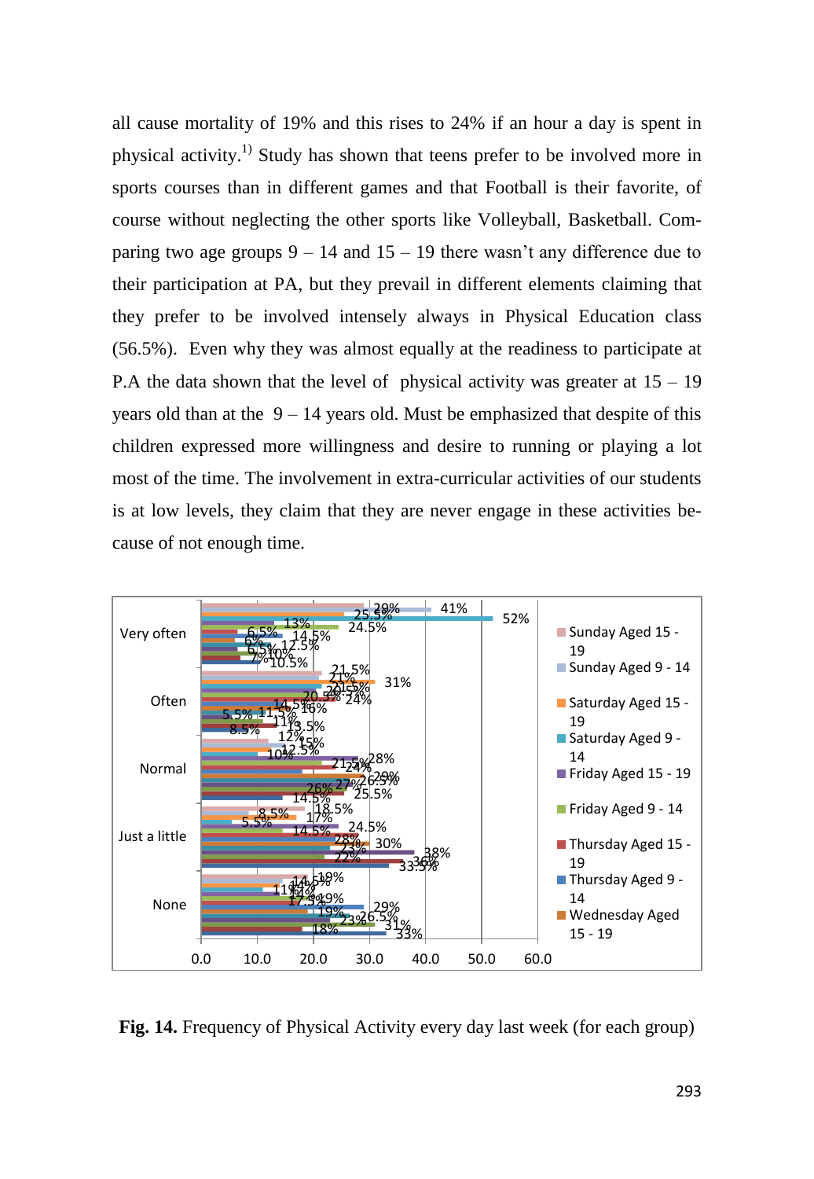all cause mortality of 19% and this rises to 24% if an hour a day is spent in physical activity.[1] Study has shown that teens prefer to be involved more in sports courses than in different games and that Football is their favorite, of course without neglecting the other sports like Volleyball, Basketball. Comparing two age groups 9 – 14 and 15 – 19 there wasn't any difference due to their participation at PA, but they prevail in different elements claiming that they prefer to be involved intensely always in Physical Education class (56.5%). Even why they was almost equally at the readiness to participate at P.A the data shown that the level of physical activity was greater at 15 – 19 years old than at the 9 – 14 years old. Must be emphasized that despite of this children expressed more willingness and desire to running or playing a lot most of the time. The involvement in extra-curricular activities of our students is at low levels, they claim that they are never engage in these activities because of not enough time.

**Fig. 14.** Frequency of Physical Activity every day last week (for each group)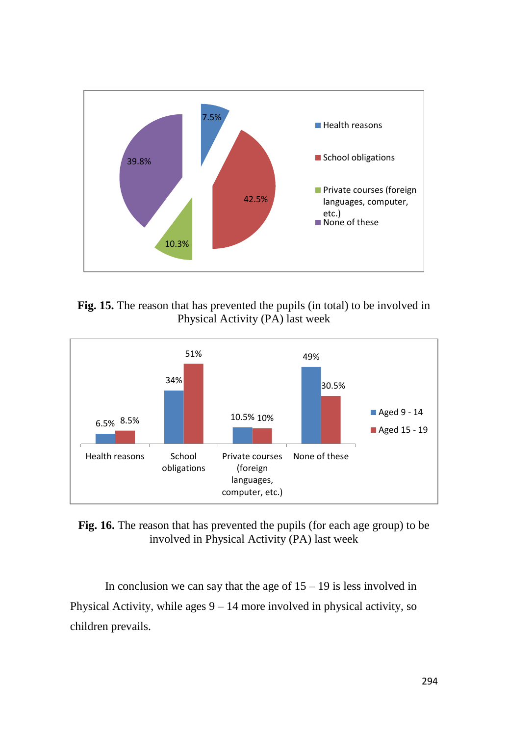**Fig. 15.** The reason that has prevented the pupils (in total) to be involved in Physical Activity (PA) last week

**Fig. 16.** The reason that has prevented the pupils (for each age group) to be involved in Physical Activity (PA) last week

In conclusion we can say that the age of 15 – 19 is less involved in Physical Activity, while ages 9 – 14 more involved in physical activity, so children prevails.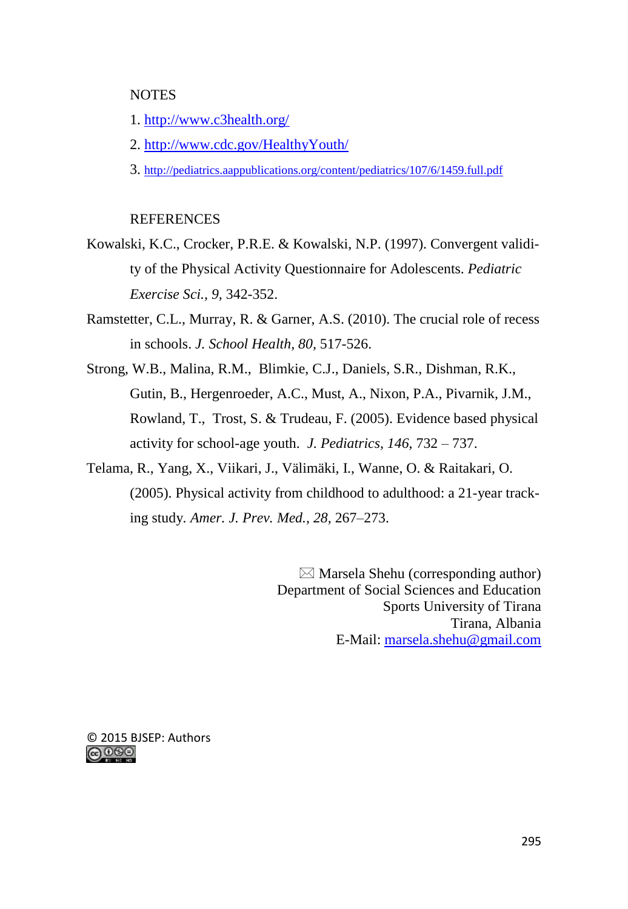NOTES

1. http://www.c3health.org/
2. http://www.cdc.gov/HealthyYouth/
3. http://pediatrics.aappublications.org/content/pediatrics/107/6/1459.full.pdf

REFERENCES

Kowalski, K.C., Crocker, P.R.E. & Kowalski, N.P. (1997). Convergent validity of the Physical Activity Questionnaire for Adolescents. *Pediatric Exercise Sci.*, *9*, 342-352.

Ramstetter, C.L., Murray, R. & Garner, A.S. (2010). The crucial role of recess in schools. *J. School Health, 80,* 517-526.

Strong, W.B., Malina, R.M., Blimkie, C.J., Daniels, S.R., Dishman, R.K., Gutin, B., Hergenroeder, A.C., Must, A., Nixon, P.A., Pivarnik, J.M., Rowland, T., Trost, S. & Trudeau, F. (2005). Evidence based physical activity for school-age youth. *J. Pediatrics, 146*, 732 – 737.

Telama, R., Yang, X., Viikari, J., Välimäki, I., Wanne, O. & Raitakari, O. (2005). Physical activity from childhood to adulthood: a 21-year tracking study. *Amer. J. Prev. Med., 28,* 267–273.

✉ Marsela Shehu (corresponding author)
Department of Social Sciences and Education
Sports University of Tirana
Tirana, Albania
E-Mail: marsela.shehu@gmail.com

© 2015 BJSEP: Authors